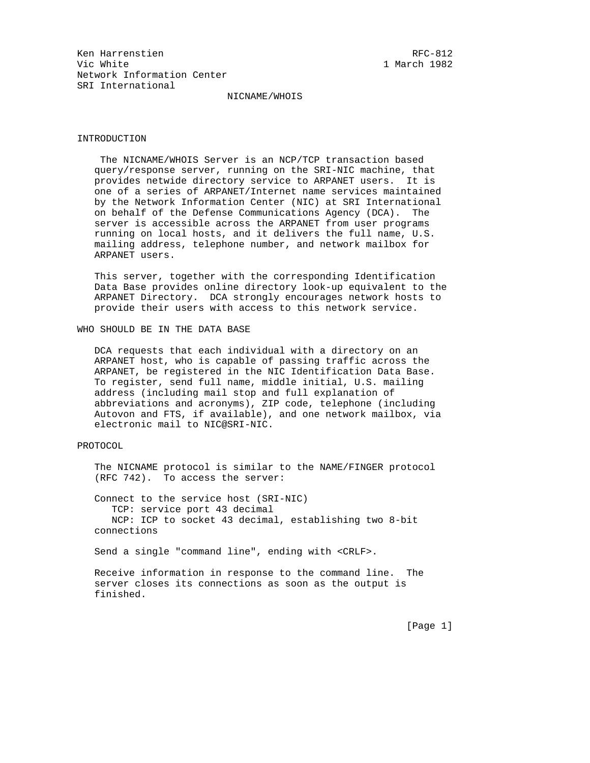Ken Harrenstien RFC-812
Vic White 1 March 1982
Network Information Center
SRI International

# NICNAME/WHOIS

## INTRODUCTION

The NICNAME/WHOIS Server is an NCP/TCP transaction based query/response server, running on the SRI-NIC machine, that provides netwide directory service to ARPANET users. It is one of a series of ARPANET/Internet name services maintained by the Network Information Center (NIC) at SRI International on behalf of the Defense Communications Agency (DCA). The server is accessible across the ARPANET from user programs running on local hosts, and it delivers the full name, U.S. mailing address, telephone number, and network mailbox for ARPANET users.

This server, together with the corresponding Identification Data Base provides online directory look-up equivalent to the ARPANET Directory. DCA strongly encourages network hosts to provide their users with access to this network service.

## WHO SHOULD BE IN THE DATA BASE

DCA requests that each individual with a directory on an ARPANET host, who is capable of passing traffic across the ARPANET, be registered in the NIC Identification Data Base. To register, send full name, middle initial, U.S. mailing address (including mail stop and full explanation of abbreviations and acronyms), ZIP code, telephone (including Autovon and FTS, if available), and one network mailbox, via electronic mail to NIC@SRI-NIC.

## PROTOCOL

The NICNAME protocol is similar to the NAME/FINGER protocol (RFC 742). To access the server:

Connect to the service host (SRI-NIC)
 TCP: service port 43 decimal
 NCP: ICP to socket 43 decimal, establishing two 8-bit connections

Send a single "command line", ending with <CRLF>.

Receive information in response to the command line. The server closes its connections as soon as the output is finished.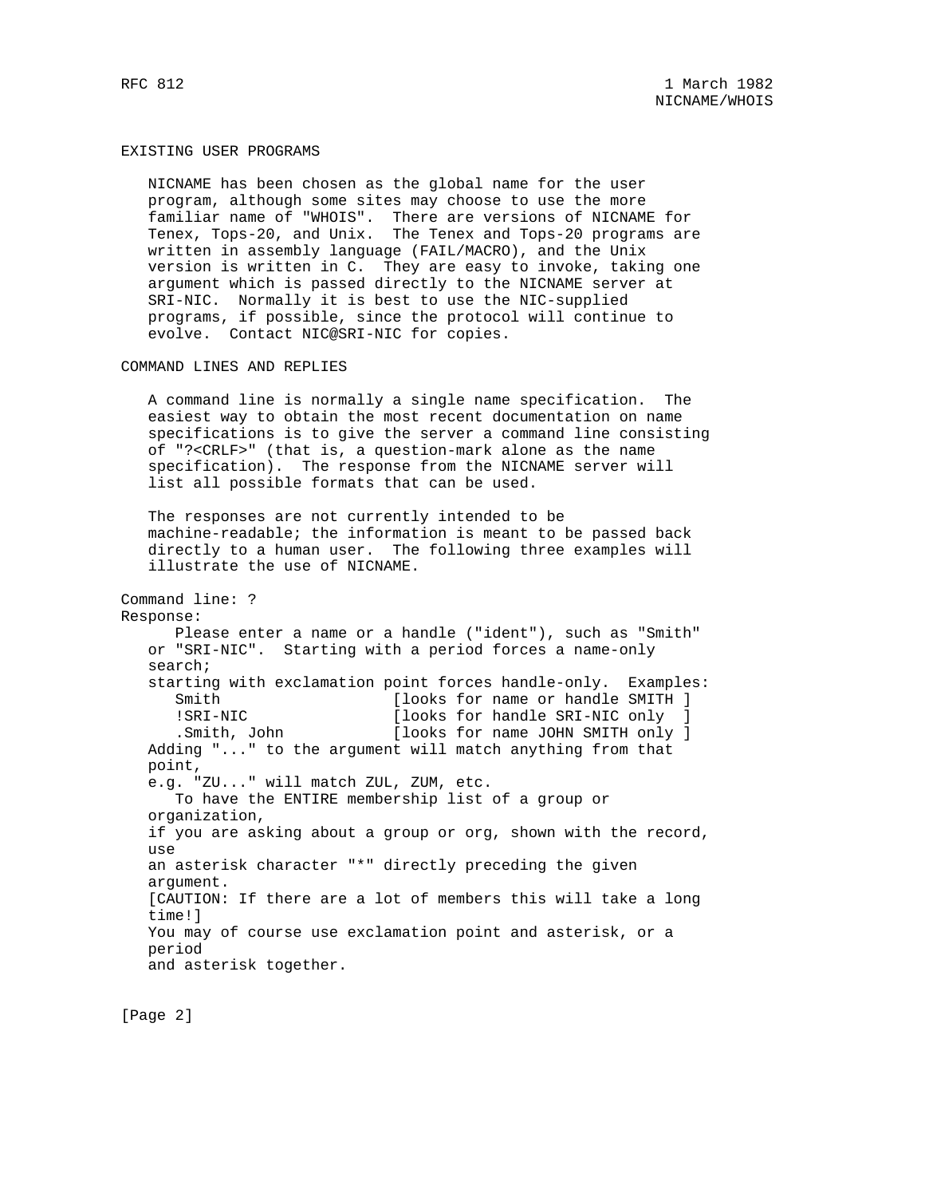## EXISTING USER PROGRAMS

NICNAME has been chosen as the global name for the user program, although some sites may choose to use the more familiar name of "WHOIS". There are versions of NICNAME for Tenex, Tops-20, and Unix. The Tenex and Tops-20 programs are written in assembly language (FAIL/MACRO), and the Unix version is written in C. They are easy to invoke, taking one argument which is passed directly to the NICNAME server at SRI-NIC. Normally it is best to use the NIC-supplied programs, if possible, since the protocol will continue to evolve. Contact NIC@SRI-NIC for copies.

## COMMAND LINES AND REPLIES

A command line is normally a single name specification. The easiest way to obtain the most recent documentation on name specifications is to give the server a command line consisting of "?<CRLF>" (that is, a question-mark alone as the name specification). The response from the NICNAME server will list all possible formats that can be used.

The responses are not currently intended to be machine-readable; the information is meant to be passed back directly to a human user. The following three examples will illustrate the use of NICNAME.

```
Command line: ?
Response:
      Please enter a name or a handle ("ident"), such as "Smith"
   or "SRI-NIC".  Starting with a period forces a name-only
   search;
   starting with exclamation point forces handle-only.  Examples:
      Smith                 [looks for name or handle SMITH ]
      !SRI-NIC              [looks for handle SRI-NIC only  ]
      .Smith, John          [looks for name JOHN SMITH only ]
   Adding "..." to the argument will match anything from that
   point,
   e.g. "ZU..." will match ZUL, ZUM, etc.
      To have the ENTIRE membership list of a group or
   organization,
   if you are asking about a group or org, shown with the record,
   use
   an asterisk character "*" directly preceding the given
   argument.
   [CAUTION: If there are a lot of members this will take a long
   time!]
   You may of course use exclamation point and asterisk, or a
   period
   and asterisk together.
```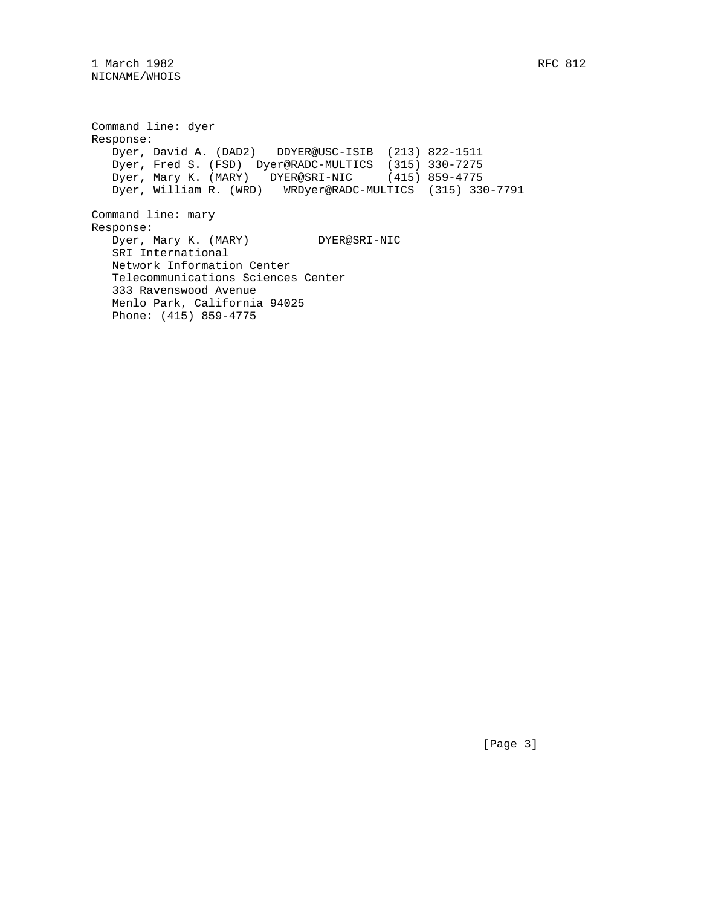Command line: dyer
Response:

```
   Dyer, David A. (DAD2)   DDYER@USC-ISIB  (213) 822-1511
   Dyer, Fred S. (FSD)  Dyer@RADC-MULTICS  (315) 330-7275
   Dyer, Mary K. (MARY)   DYER@SRI-NIC     (415) 859-4775
   Dyer, William R. (WRD)   WRDyer@RADC-MULTICS  (315) 330-7791
```

Command line: mary
Response:

```
   Dyer, Mary K. (MARY)          DYER@SRI-NIC
   SRI International
   Network Information Center
   Telecommunications Sciences Center
   333 Ravenswood Avenue
   Menlo Park, California 94025
   Phone: (415) 859-4775
```